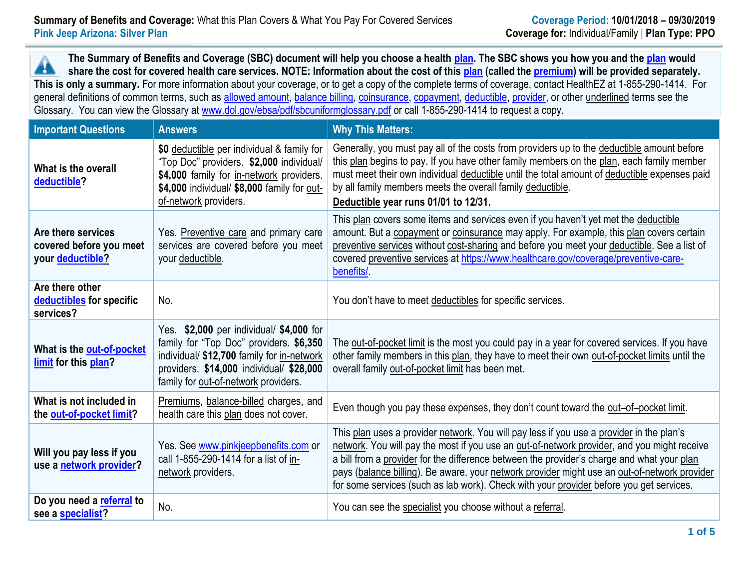**Summary of Benefits and Coverage:** What this Plan Covers & What You Pay For Covered Services
**Pink Jeep Arizona: Silver Plan**

**Coverage Period: 10/01/2018 – 09/30/2019**
**Coverage for:** Individual/Family | **Plan Type: PPO**

**The Summary of Benefits and Coverage (SBC) document will help you choose a health plan. The SBC shows you how you and the plan would share the cost for covered health care services. NOTE: Information about the cost of this plan (called the premium) will be provided separately. This is only a summary.** For more information about your coverage, or to get a copy of the complete terms of coverage, contact HealthEZ at 1-855-290-1414. For general definitions of common terms, such as allowed amount, balance billing, coinsurance, copayment, deductible, provider, or other underlined terms see the Glossary. You can view the Glossary at www.dol.gov/ebsa/pdf/sbcuniformglossary.pdf or call 1-855-290-1414 to request a copy.

| Important Questions | Answers | Why This Matters: |
|---|---|---|
| What is the overall deductible? | **$0** deductible per individual & family for "Top Doc" providers. **$2,000** individual/ **$4,000** family for in-network providers. **$4,000** individual/ **$8,000** family for out-of-network providers. | Generally, you must pay all of the costs from providers up to the deductible amount before this plan begins to pay. If you have other family members on the plan, each family member must meet their own individual deductible until the total amount of deductible expenses paid by all family members meets the overall family deductible. **Deductible year runs 01/01 to 12/31.** |
| Are there services covered before you meet your deductible? | Yes. Preventive care and primary care services are covered before you meet your deductible. | This plan covers some items and services even if you haven't yet met the deductible amount. But a copayment or coinsurance may apply. For example, this plan covers certain preventive services without cost-sharing and before you meet your deductible. See a list of covered preventive services at https://www.healthcare.gov/coverage/preventive-care-benefits/. |
| Are there other deductibles for specific services? | No. | You don't have to meet deductibles for specific services. |
| What is the out-of-pocket limit for this plan? | Yes. **$2,000** per individual/ **$4,000** for family for "Top Doc" providers. **$6,350** individual/ **$12,700** family for in-network providers. **$14,000** individual/ **$28,000** family for out-of-network providers. | The out-of-pocket limit is the most you could pay in a year for covered services. If you have other family members in this plan, they have to meet their own out-of-pocket limits until the overall family out-of-pocket limit has been met. |
| What is not included in the out-of-pocket limit? | Premiums, balance-billed charges, and health care this plan does not cover. | Even though you pay these expenses, they don't count toward the out–of–pocket limit. |
| Will you pay less if you use a network provider? | Yes. See www.pinkjeepbenefits.com or call 1-855-290-1414 for a list of in-network providers. | This plan uses a provider network. You will pay less if you use a provider in the plan's network. You will pay the most if you use an out-of-network provider, and you might receive a bill from a provider for the difference between the provider's charge and what your plan pays (balance billing). Be aware, your network provider might use an out-of-network provider for some services (such as lab work). Check with your provider before you get services. |
| Do you need a referral to see a specialist? | No. | You can see the specialist you choose without a referral. |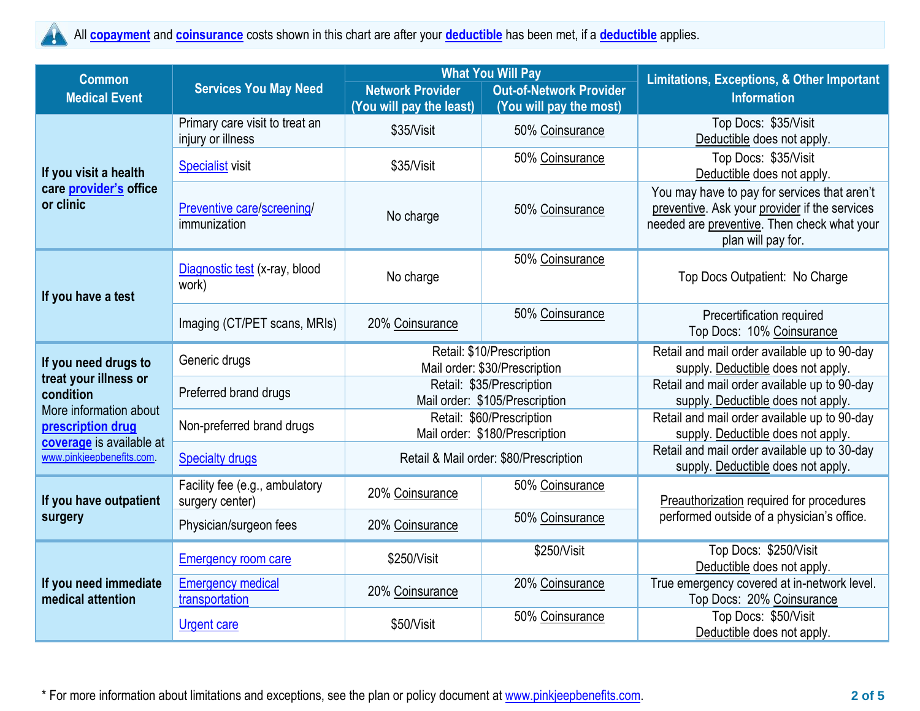All copayment and coinsurance costs shown in this chart are after your deductible has been met, if a deductible applies.

| Common Medical Event | Services You May Need | What You Will Pay | | Limitations, Exceptions, & Other Important Information |
|---|---|---|---|---|
| | | Network Provider (You will pay the least) | Out-of-Network Provider (You will pay the most) | |
| If you visit a health care provider's office or clinic | Primary care visit to treat an injury or illness | $35/Visit | 50% Coinsurance | Top Docs: $35/Visit Deductible does not apply. |
| | Specialist visit | $35/Visit | 50% Coinsurance | Top Docs: $35/Visit Deductible does not apply. |
| | Preventive care/screening/ immunization | No charge | 50% Coinsurance | You may have to pay for services that aren't preventive. Ask your provider if the services needed are preventive. Then check what your plan will pay for. |
| If you have a test | Diagnostic test (x-ray, blood work) | No charge | 50% Coinsurance | Top Docs Outpatient: No Charge |
| | Imaging (CT/PET scans, MRIs) | 20% Coinsurance | 50% Coinsurance | Precertification required Top Docs: 10% Coinsurance |
| If you need drugs to treat your illness or condition More information about prescription drug coverage is available at www.pinkjeepbenefits.com. | Generic drugs | Retail: $10/Prescription Mail order: $30/Prescription | | Retail and mail order available up to 90-day supply. Deductible does not apply. |
| | Preferred brand drugs | Retail: $35/Prescription Mail order: $105/Prescription | | Retail and mail order available up to 90-day supply. Deductible does not apply. |
| | Non-preferred brand drugs | Retail: $60/Prescription Mail order: $180/Prescription | | Retail and mail order available up to 90-day supply. Deductible does not apply. |
| | Specialty drugs | Retail & Mail order: $80/Prescription | | Retail and mail order available up to 30-day supply. Deductible does not apply. |
| If you have outpatient surgery | Facility fee (e.g., ambulatory surgery center) | 20% Coinsurance | 50% Coinsurance | Preauthorization required for procedures performed outside of a physician's office. |
| | Physician/surgeon fees | 20% Coinsurance | 50% Coinsurance | |
| If you need immediate medical attention | Emergency room care | $250/Visit | $250/Visit | Top Docs: $250/Visit Deductible does not apply. |
| | Emergency medical transportation | 20% Coinsurance | 20% Coinsurance | True emergency covered at in-network level. Top Docs: 20% Coinsurance |
| | Urgent care | $50/Visit | 50% Coinsurance | Top Docs: $50/Visit Deductible does not apply. |

* For more information about limitations and exceptions, see the plan or policy document at www.pinkjeepbenefits.com.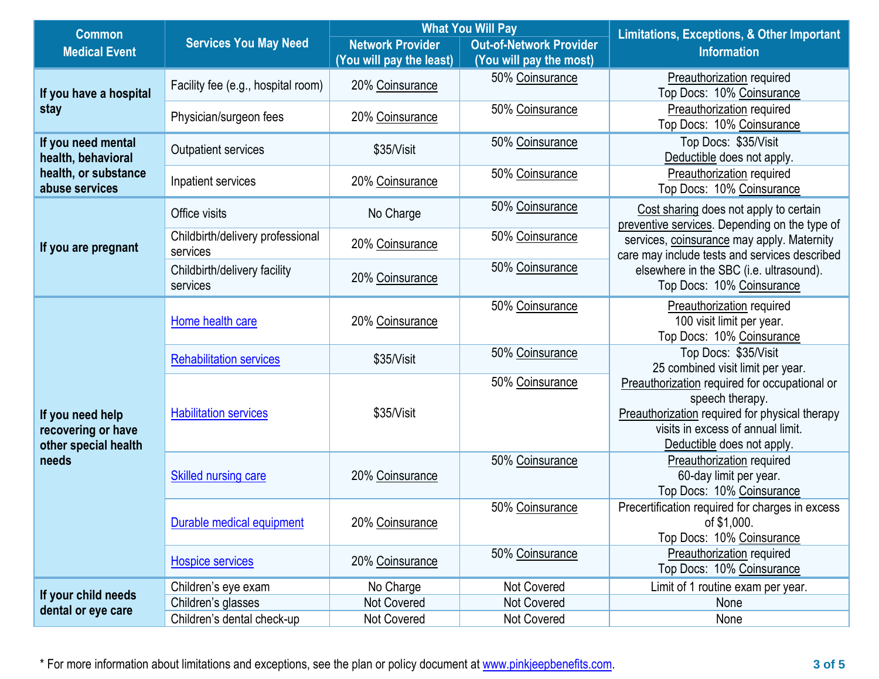| Common Medical Event | Services You May Need | What You Will Pay | | Limitations, Exceptions, & Other Important Information |
|---|---|---|---|---|
| | | Network Provider (You will pay the least) | Out-of-Network Provider (You will pay the most) | |
| If you have a hospital stay | Facility fee (e.g., hospital room) | 20% Coinsurance | 50% Coinsurance | Preauthorization required Top Docs: 10% Coinsurance |
| | Physician/surgeon fees | 20% Coinsurance | 50% Coinsurance | Preauthorization required Top Docs: 10% Coinsurance |
| If you need mental health, behavioral health, or substance abuse services | Outpatient services | $35/Visit | 50% Coinsurance | Top Docs: $35/Visit Deductible does not apply. |
| | Inpatient services | 20% Coinsurance | 50% Coinsurance | Preauthorization required Top Docs: 10% Coinsurance |
| If you are pregnant | Office visits | No Charge | 50% Coinsurance | Cost sharing does not apply to certain preventive services. Depending on the type of services, coinsurance may apply. Maternity care may include tests and services described elsewhere in the SBC (i.e. ultrasound). Top Docs: 10% Coinsurance |
| | Childbirth/delivery professional services | 20% Coinsurance | 50% Coinsurance | |
| | Childbirth/delivery facility services | 20% Coinsurance | 50% Coinsurance | |
| If you need help recovering or have other special health needs | Home health care | 20% Coinsurance | 50% Coinsurance | Preauthorization required 100 visit limit per year. Top Docs: 10% Coinsurance |
| | Rehabilitation services | $35/Visit | 50% Coinsurance | Top Docs: $35/Visit 25 combined visit limit per year. Preauthorization required for occupational or speech therapy. Preauthorization required for physical therapy visits in excess of annual limit. Deductible does not apply. |
| | Habilitation services | $35/Visit | 50% Coinsurance | |
| | Skilled nursing care | 20% Coinsurance | 50% Coinsurance | Preauthorization required 60-day limit per year. Top Docs: 10% Coinsurance |
| | Durable medical equipment | 20% Coinsurance | 50% Coinsurance | Precertification required for charges in excess of $1,000. Top Docs: 10% Coinsurance |
| | Hospice services | 20% Coinsurance | 50% Coinsurance | Preauthorization required Top Docs: 10% Coinsurance |
| If your child needs dental or eye care | Children's eye exam | No Charge | Not Covered | Limit of 1 routine exam per year. |
| | Children's glasses | Not Covered | Not Covered | None |
| | Children's dental check-up | Not Covered | Not Covered | None |

* For more information about limitations and exceptions, see the plan or policy document at www.pinkjeepbenefits.com.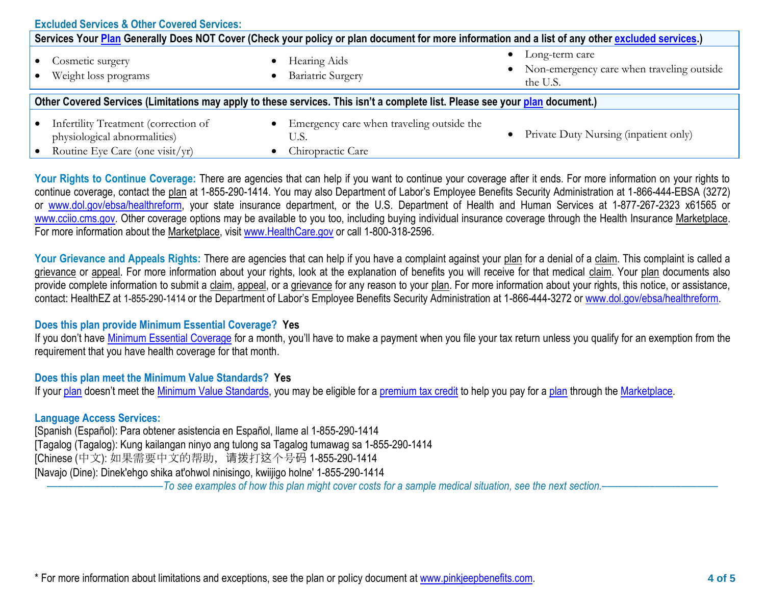### Excluded Services & Other Covered Services:

| Services Your Plan Generally Does NOT Cover (Check your policy or plan document for more information and a list of any other excluded services.) | | |
|---|---|---|
| • Cosmetic surgery<br>• Weight loss programs | • Hearing Aids<br>• Bariatric Surgery | • Long-term care<br>• Non-emergency care when traveling outside the U.S. |

| Other Covered Services (Limitations may apply to these services. This isn't a complete list. Please see your plan document.) | | |
|---|---|---|
| • Infertility Treatment (correction of physiological abnormalities)<br>• Routine Eye Care (one visit/yr) | • Emergency care when traveling outside the U.S.<br>• Chiropractic Care | • Private Duty Nursing (inpatient only) |

**Your Rights to Continue Coverage:** There are agencies that can help if you want to continue your coverage after it ends. For more information on your rights to continue coverage, contact the plan at 1-855-290-1414. You may also Department of Labor's Employee Benefits Security Administration at 1-866-444-EBSA (3272) or www.dol.gov/ebsa/healthreform, your state insurance department, or the U.S. Department of Health and Human Services at 1-877-267-2323 x61565 or www.cciio.cms.gov. Other coverage options may be available to you too, including buying individual insurance coverage through the Health Insurance Marketplace. For more information about the Marketplace, visit www.HealthCare.gov or call 1-800-318-2596.

**Your Grievance and Appeals Rights:** There are agencies that can help if you have a complaint against your plan for a denial of a claim. This complaint is called a grievance or appeal. For more information about your rights, look at the explanation of benefits you will receive for that medical claim. Your plan documents also provide complete information to submit a claim, appeal, or a grievance for any reason to your plan. For more information about your rights, this notice, or assistance, contact: HealthEZ at 1-855-290-1414 or the Department of Labor's Employee Benefits Security Administration at 1-866-444-3272 or www.dol.gov/ebsa/healthreform.

**Does this plan provide Minimum Essential Coverage? Yes**

If you don't have Minimum Essential Coverage for a month, you'll have to make a payment when you file your tax return unless you qualify for an exemption from the requirement that you have health coverage for that month.

**Does this plan meet the Minimum Value Standards? Yes**

If your plan doesn't meet the Minimum Value Standards, you may be eligible for a premium tax credit to help you pay for a plan through the Marketplace.

**Language Access Services:**

[Spanish (Español): Para obtener asistencia en Español, llame al 1-855-290-1414
[Tagalog (Tagalog): Kung kailangan ninyo ang tulong sa Tagalog tumawag sa 1-855-290-1414
[Chinese (中文): 如果需要中文的帮助，请拨打这个号码 1-855-290-1414
[Navajo (Dine): Dinek'ehgo shika at'ohwol ninisingo, kwiijigo holne' 1-855-290-1414

*——————————To see examples of how this plan might cover costs for a sample medical situation, see the next section.——————————*

* For more information about limitations and exceptions, see the plan or policy document at www.pinkjeepbenefits.com.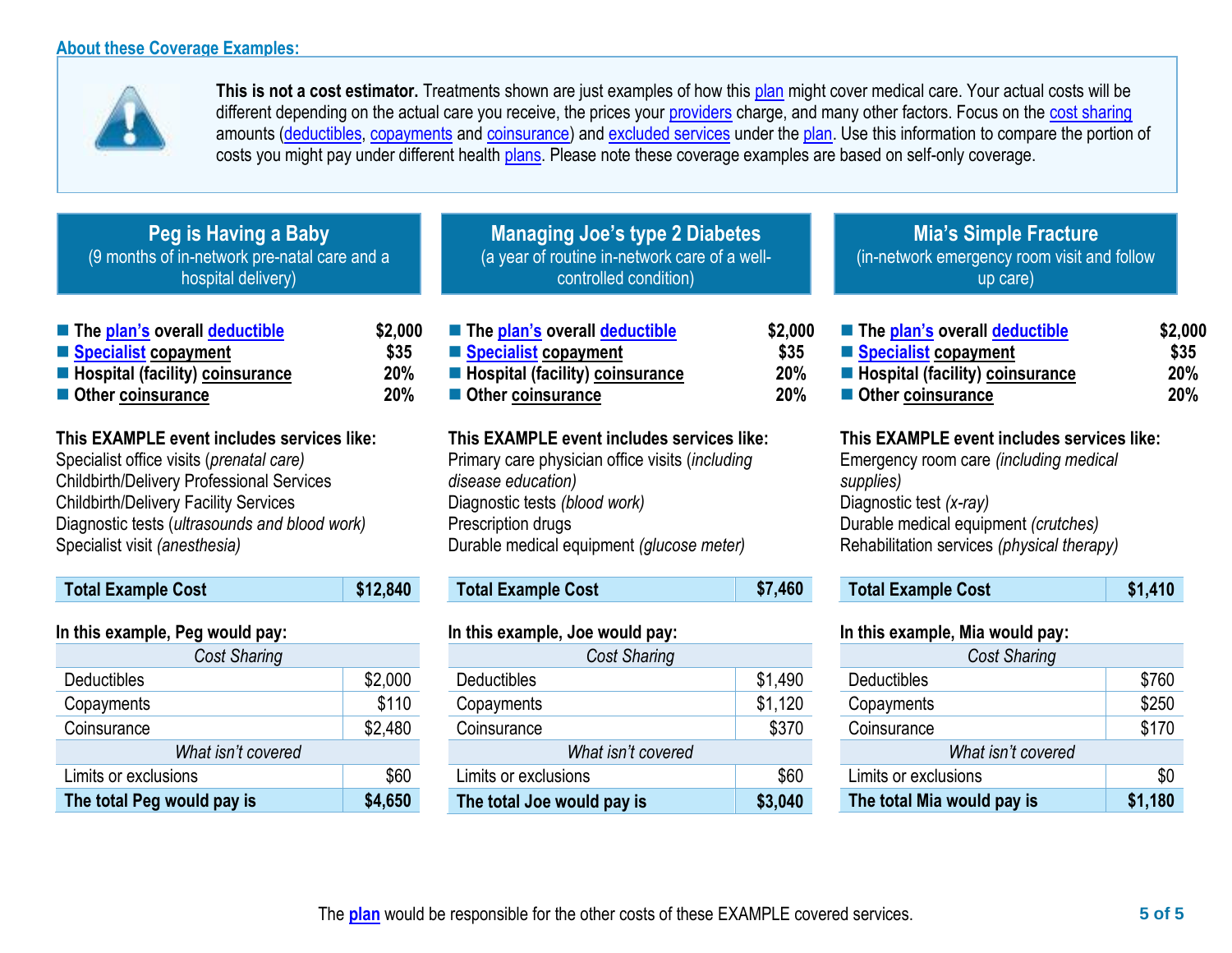## About these Coverage Examples:

**This is not a cost estimator.** Treatments shown are just examples of how this plan might cover medical care. Your actual costs will be different depending on the actual care you receive, the prices your providers charge, and many other factors. Focus on the cost sharing amounts (deductibles, copayments and coinsurance) and excluded services under the plan. Use this information to compare the portion of costs you might pay under different health plans. Please note these coverage examples are based on self-only coverage.

### Peg is Having a Baby
(9 months of in-network pre-natal care and a hospital delivery)

- **The plan's overall deductible** — **$2,000**
- **Specialist copayment** — **$35**
- **Hospital (facility) coinsurance** — **20%**
- **Other coinsurance** — **20%**

**This EXAMPLE event includes services like:**
Specialist office visits (*prenatal care)*
Childbirth/Delivery Professional Services
Childbirth/Delivery Facility Services
Diagnostic tests (*ultrasounds and blood work)*
Specialist visit *(anesthesia)*

| **Total Example Cost** | **$12,840** |
|---|---|

**In this example, Peg would pay:**

| *Cost Sharing* | |
|---|---|
| Deductibles | $2,000 |
| Copayments | $110 |
| Coinsurance | $2,480 |
| *What isn't covered* | |
| Limits or exclusions | $60 |
| **The total Peg would pay is** | **$4,650** |

### Managing Joe's type 2 Diabetes
(a year of routine in-network care of a well-controlled condition)

- **The plan's overall deductible** — **$2,000**
- **Specialist copayment** — **$35**
- **Hospital (facility) coinsurance** — **20%**
- **Other coinsurance** — **20%**

**This EXAMPLE event includes services like:**
Primary care physician office visits (*including disease education)*
Diagnostic tests *(blood work)*
Prescription drugs
Durable medical equipment *(glucose meter)*

| **Total Example Cost** | **$7,460** |
|---|---|

**In this example, Joe would pay:**

| *Cost Sharing* | |
|---|---|
| Deductibles | $1,490 |
| Copayments | $1,120 |
| Coinsurance | $370 |
| *What isn't covered* | |
| Limits or exclusions | $60 |
| **The total Joe would pay is** | **$3,040** |

### Mia's Simple Fracture
(in-network emergency room visit and follow up care)

- **The plan's overall deductible** — **$2,000**
- **Specialist copayment** — **$35**
- **Hospital (facility) coinsurance** — **20%**
- **Other coinsurance** — **20%**

**This EXAMPLE event includes services like:**
Emergency room care *(including medical supplies)*
Diagnostic test *(x-ray)*
Durable medical equipment *(crutches)*
Rehabilitation services *(physical therapy)*

| **Total Example Cost** | **$1,410** |
|---|---|

**In this example, Mia would pay:**

| *Cost Sharing* | |
|---|---|
| Deductibles | $760 |
| Copayments | $250 |
| Coinsurance | $170 |
| *What isn't covered* | |
| Limits or exclusions | $0 |
| **The total Mia would pay is** | **$1,180** |

The **plan** would be responsible for the other costs of these EXAMPLE covered services.